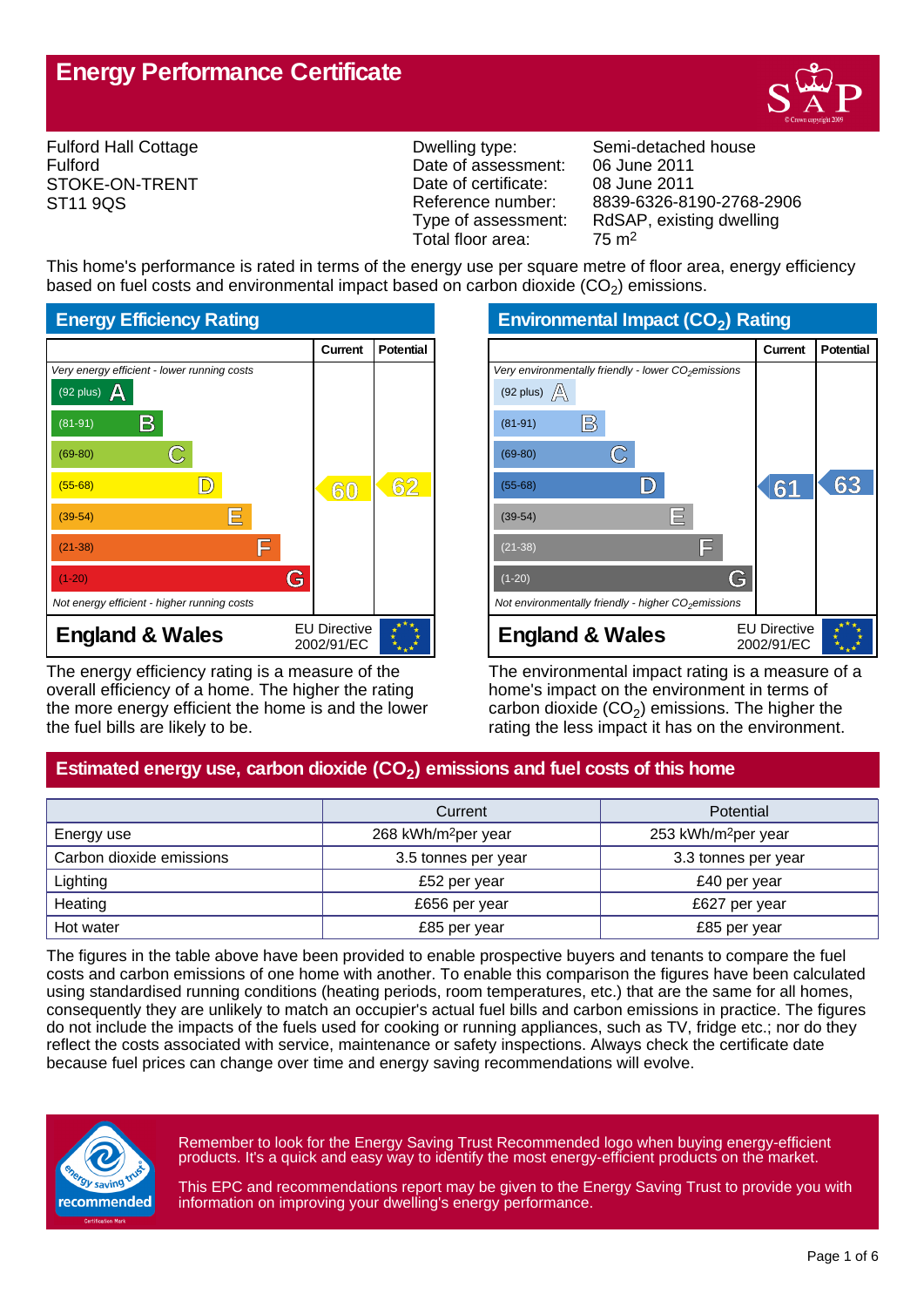# Energy Performance Certificate

Fulford Hall Cottage
Fulford
STOKE-ON-TRENT
ST11 9QS

| | |
|---|---|
| Dwelling type: | Semi-detached house |
| Date of assessment: | 06 June 2011 |
| Date of certificate: | 08 June 2011 |
| Reference number: | 8839-6326-8190-2768-2906 |
| Type of assessment: | RdSAP, existing dwelling |
| Total floor area: | 75 $m^2$ |

This home's performance is rated in terms of the energy use per square metre of floor area, energy efficiency based on fuel costs and environmental impact based on carbon dioxide ($CO_2$) emissions.

## Energy Efficiency Rating

| | Current | Potential |
|---|---|---|
| *Very energy efficient - lower running costs* | | |
| (92 plus) A | | |
| (81-91) B | | |
| (69-80) C | | |
| (55-68) D | 60 | 62 |
| (39-54) E | | |
| (21-38) F | | |
| (1-20) G | | |
| *Not energy efficient - higher running costs* | | |
| **England & Wales** — EU Directive 2002/91/EC | | |

The energy efficiency rating is a measure of the overall efficiency of a home. The higher the rating the more energy efficient the home is and the lower the fuel bills are likely to be.

## Environmental Impact ($CO_2$) Rating

| | Current | Potential |
|---|---|---|
| *Very environmentally friendly - lower $CO_2$ emissions* | | |
| (92 plus) A | | |
| (81-91) B | | |
| (69-80) C | | |
| (55-68) D | 61 | 63 |
| (39-54) E | | |
| (21-38) F | | |
| (1-20) G | | |
| *Not environmentally friendly - higher $CO_2$ emissions* | | |
| **England & Wales** — EU Directive 2002/91/EC | | |

The environmental impact rating is a measure of a home's impact on the environment in terms of carbon dioxide ($CO_2$) emissions. The higher the rating the less impact it has on the environment.

## Estimated energy use, carbon dioxide ($CO_2$) emissions and fuel costs of this home

| | Current | Potential |
|---|---|---|
| Energy use | 268 kWh/$m^2$ per year | 253 kWh/$m^2$ per year |
| Carbon dioxide emissions | 3.5 tonnes per year | 3.3 tonnes per year |
| Lighting | £52 per year | £40 per year |
| Heating | £656 per year | £627 per year |
| Hot water | £85 per year | £85 per year |

The figures in the table above have been provided to enable prospective buyers and tenants to compare the fuel costs and carbon emissions of one home with another. To enable this comparison the figures have been calculated using standardised running conditions (heating periods, room temperatures, etc.) that are the same for all homes, consequently they are unlikely to match an occupier's actual fuel bills and carbon emissions in practice. The figures do not include the impacts of the fuels used for cooking or running appliances, such as TV, fridge etc.; nor do they reflect the costs associated with service, maintenance or safety inspections. Always check the certificate date because fuel prices can change over time and energy saving recommendations will evolve.

Remember to look for the Energy Saving Trust Recommended logo when buying energy-efficient products. It's a quick and easy way to identify the most energy-efficient products on the market.

This EPC and recommendations report may be given to the Energy Saving Trust to provide you with information on improving your dwelling's energy performance.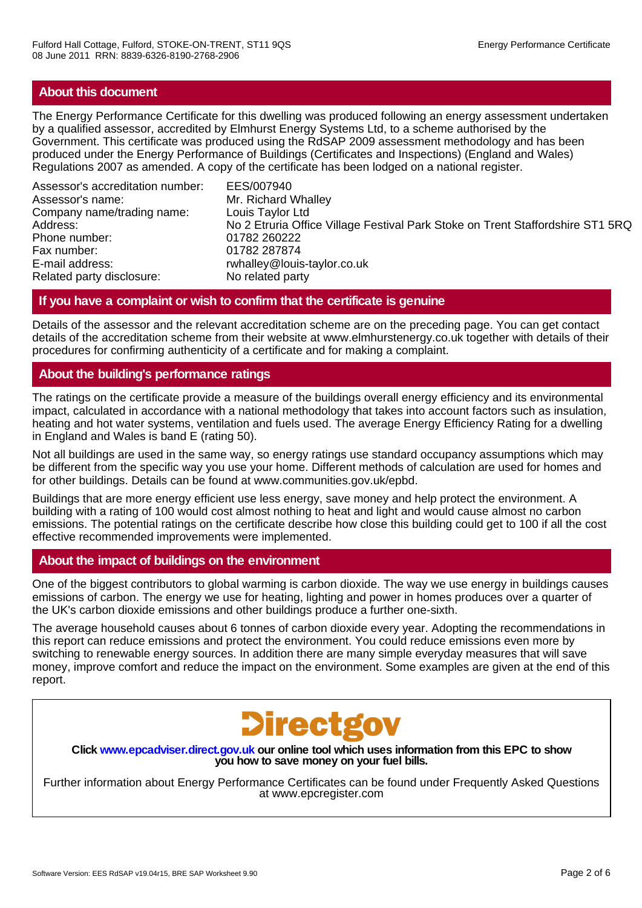## About this document

The Energy Performance Certificate for this dwelling was produced following an energy assessment undertaken by a qualified assessor, accredited by Elmhurst Energy Systems Ltd, to a scheme authorised by the Government. This certificate was produced using the RdSAP 2009 assessment methodology and has been produced under the Energy Performance of Buildings (Certificates and Inspections) (England and Wales) Regulations 2007 as amended. A copy of the certificate has been lodged on a national register.

| | |
|---|---|
| Assessor's accreditation number: | EES/007940 |
| Assessor's name: | Mr. Richard Whalley |
| Company name/trading name: | Louis Taylor Ltd |
| Address: | No 2 Etruria Office Village Festival Park Stoke on Trent Staffordshire ST1 5RQ |
| Phone number: | 01782 260222 |
| Fax number: | 01782 287874 |
| E-mail address: | rwhalley@louis-taylor.co.uk |
| Related party disclosure: | No related party |

## If you have a complaint or wish to confirm that the certificate is genuine

Details of the assessor and the relevant accreditation scheme are on the preceding page. You can get contact details of the accreditation scheme from their website at www.elmhurstenergy.co.uk together with details of their procedures for confirming authenticity of a certificate and for making a complaint.

## About the building's performance ratings

The ratings on the certificate provide a measure of the buildings overall energy efficiency and its environmental impact, calculated in accordance with a national methodology that takes into account factors such as insulation, heating and hot water systems, ventilation and fuels used. The average Energy Efficiency Rating for a dwelling in England and Wales is band E (rating 50).

Not all buildings are used in the same way, so energy ratings use standard occupancy assumptions which may be different from the specific way you use your home. Different methods of calculation are used for homes and for other buildings. Details can be found at www.communities.gov.uk/epbd.

Buildings that are more energy efficient use less energy, save money and help protect the environment. A building with a rating of 100 would cost almost nothing to heat and light and would cause almost no carbon emissions. The potential ratings on the certificate describe how close this building could get to 100 if all the cost effective recommended improvements were implemented.

## About the impact of buildings on the environment

One of the biggest contributors to global warming is carbon dioxide. The way we use energy in buildings causes emissions of carbon. The energy we use for heating, lighting and power in homes produces over a quarter of the UK's carbon dioxide emissions and other buildings produce a further one-sixth.

The average household causes about 6 tonnes of carbon dioxide every year. Adopting the recommendations in this report can reduce emissions and protect the environment. You could reduce emissions even more by switching to renewable energy sources. In addition there are many simple everyday measures that will save money, improve comfort and reduce the impact on the environment. Some examples are given at the end of this report.

**Directgov**

**Click www.epcadviser.direct.gov.uk our online tool which uses information from this EPC to show you how to save money on your fuel bills.**

Further information about Energy Performance Certificates can be found under Frequently Asked Questions at www.epcregister.com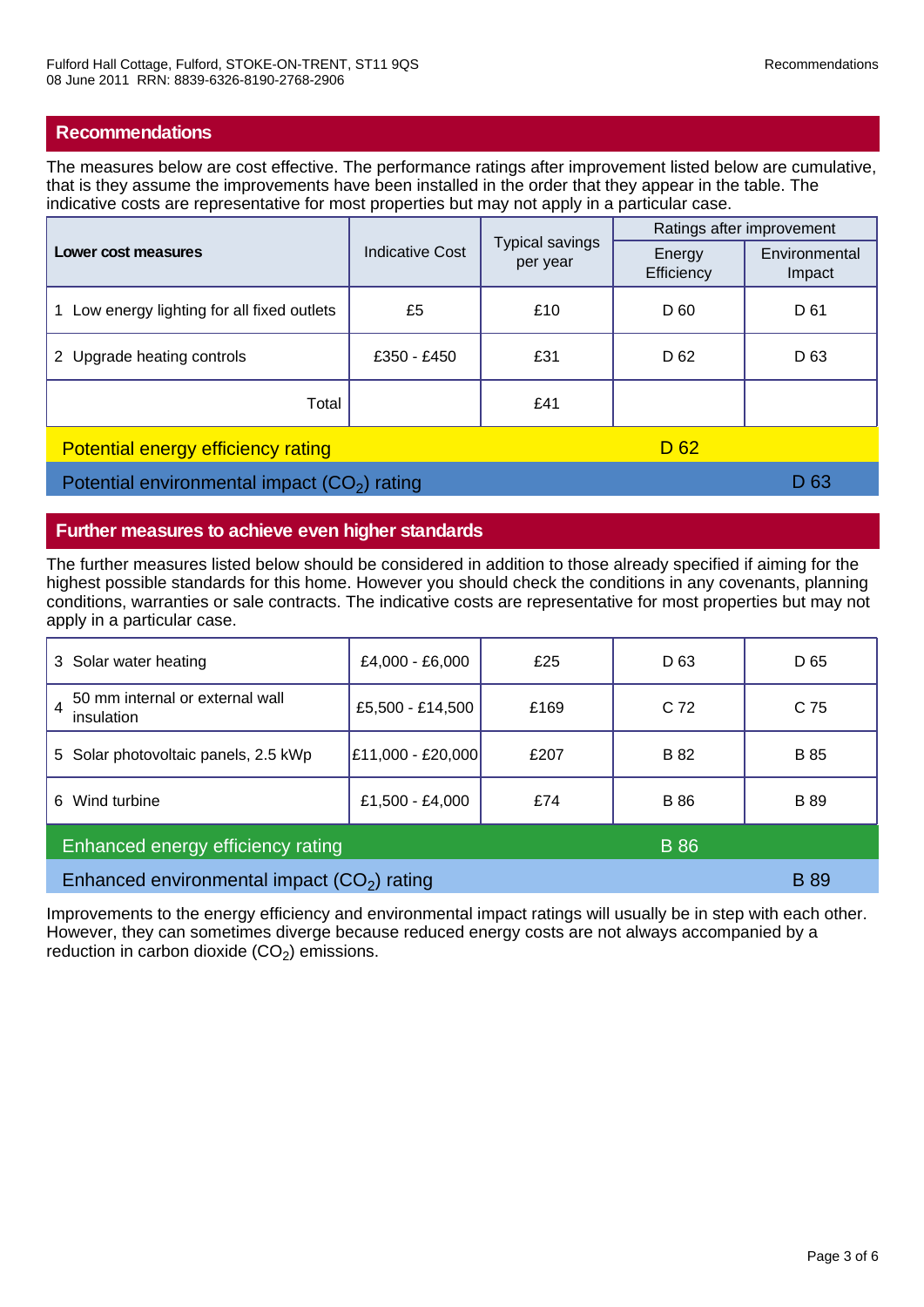## Recommendations

The measures below are cost effective. The performance ratings after improvement listed below are cumulative, that is they assume the improvements have been installed in the order that they appear in the table. The indicative costs are representative for most properties but may not apply in a particular case.

| Lower cost measures | Indicative Cost | Typical savings per year | Ratings after improvement | |
|---|---|---|---|---|
| | | | Energy Efficiency | Environmental Impact |
| 1 Low energy lighting for all fixed outlets | £5 | £10 | D 60 | D 61 |
| 2 Upgrade heating controls | £350 - £450 | £31 | D 62 | D 63 |
| Total | | £41 | | |

Potential energy efficiency rating: D 62

Potential environmental impact ($CO_2$) rating: D 63

## Further measures to achieve even higher standards

The further measures listed below should be considered in addition to those already specified if aiming for the highest possible standards for this home. However you should check the conditions in any covenants, planning conditions, warranties or sale contracts. The indicative costs are representative for most properties but may not apply in a particular case.

| Measure | Indicative Cost | Typical savings per year | Energy Efficiency | Environmental Impact |
|---|---|---|---|---|
| 3 Solar water heating | £4,000 - £6,000 | £25 | D 63 | D 65 |
| 4 50 mm internal or external wall insulation | £5,500 - £14,500 | £169 | C 72 | C 75 |
| 5 Solar photovoltaic panels, 2.5 kWp | £11,000 - £20,000 | £207 | B 82 | B 85 |
| 6 Wind turbine | £1,500 - £4,000 | £74 | B 86 | B 89 |

Enhanced energy efficiency rating: B 86

Enhanced environmental impact ($CO_2$) rating: B 89

Improvements to the energy efficiency and environmental impact ratings will usually be in step with each other. However, they can sometimes diverge because reduced energy costs are not always accompanied by a reduction in carbon dioxide ($CO_2$) emissions.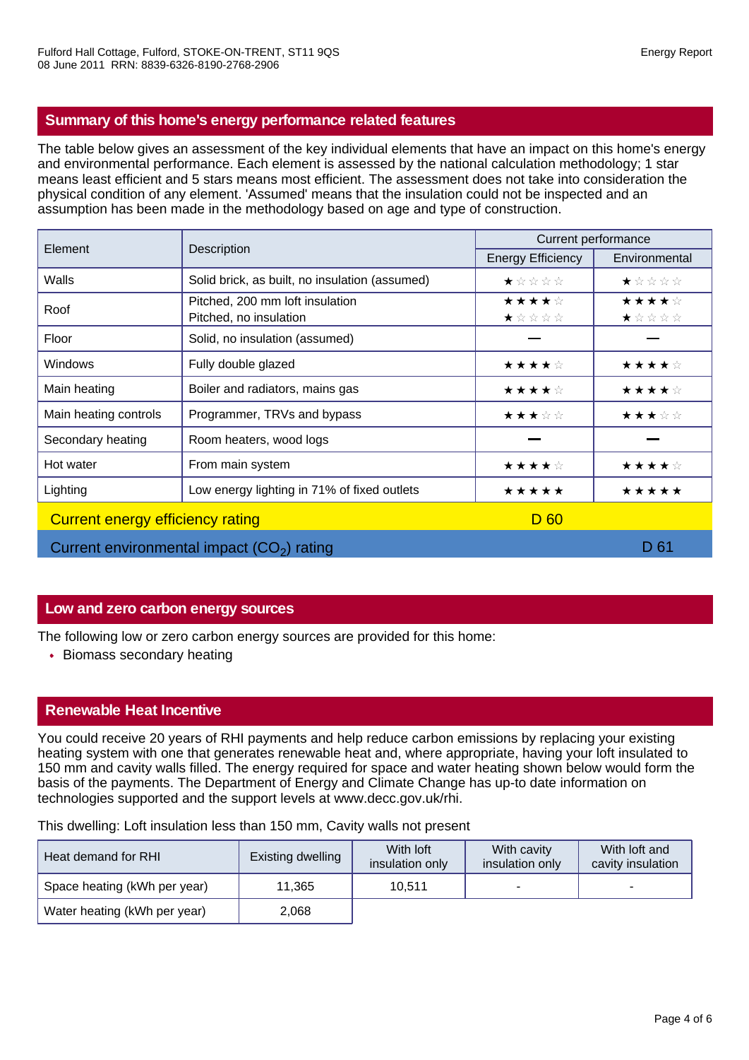## Summary of this home's energy performance related features

The table below gives an assessment of the key individual elements that have an impact on this home's energy and environmental performance. Each element is assessed by the national calculation methodology; 1 star means least efficient and 5 stars means most efficient. The assessment does not take into consideration the physical condition of any element. 'Assumed' means that the insulation could not be inspected and an assumption has been made in the methodology based on age and type of construction.

| Element | Description | Current performance | |
|---|---|---|---|
| | | Energy Efficiency | Environmental |
| Walls | Solid brick, as built, no insulation (assumed) | ★☆☆☆☆ | ★☆☆☆☆ |
| Roof | Pitched, 200 mm loft insulation<br>Pitched, no insulation | ★★★★☆<br>★☆☆☆☆ | ★★★★☆<br>★☆☆☆☆ |
| Floor | Solid, no insulation (assumed) | — | — |
| Windows | Fully double glazed | ★★★★☆ | ★★★★☆ |
| Main heating | Boiler and radiators, mains gas | ★★★★☆ | ★★★★☆ |
| Main heating controls | Programmer, TRVs and bypass | ★★★☆☆ | ★★★☆☆ |
| Secondary heating | Room heaters, wood logs | — | — |
| Hot water | From main system | ★★★★☆ | ★★★★☆ |
| Lighting | Low energy lighting in 71% of fixed outlets | ★★★★★ | ★★★★★ |

Current energy efficiency rating: D 60

Current environmental impact ($CO_2$) rating: D 61

## Low and zero carbon energy sources

The following low or zero carbon energy sources are provided for this home:

- Biomass secondary heating

## Renewable Heat Incentive

You could receive 20 years of RHI payments and help reduce carbon emissions by replacing your existing heating system with one that generates renewable heat and, where appropriate, having your loft insulated to 150 mm and cavity walls filled. The energy required for space and water heating shown below would form the basis of the payments. The Department of Energy and Climate Change has up-to date information on technologies supported and the support levels at www.decc.gov.uk/rhi.

This dwelling: Loft insulation less than 150 mm, Cavity walls not present

| Heat demand for RHI | Existing dwelling | With loft insulation only | With cavity insulation only | With loft and cavity insulation |
|---|---|---|---|---|
| Space heating (kWh per year) | 11,365 | 10,511 | - | - |
| Water heating (kWh per year) | 2,068 | | | |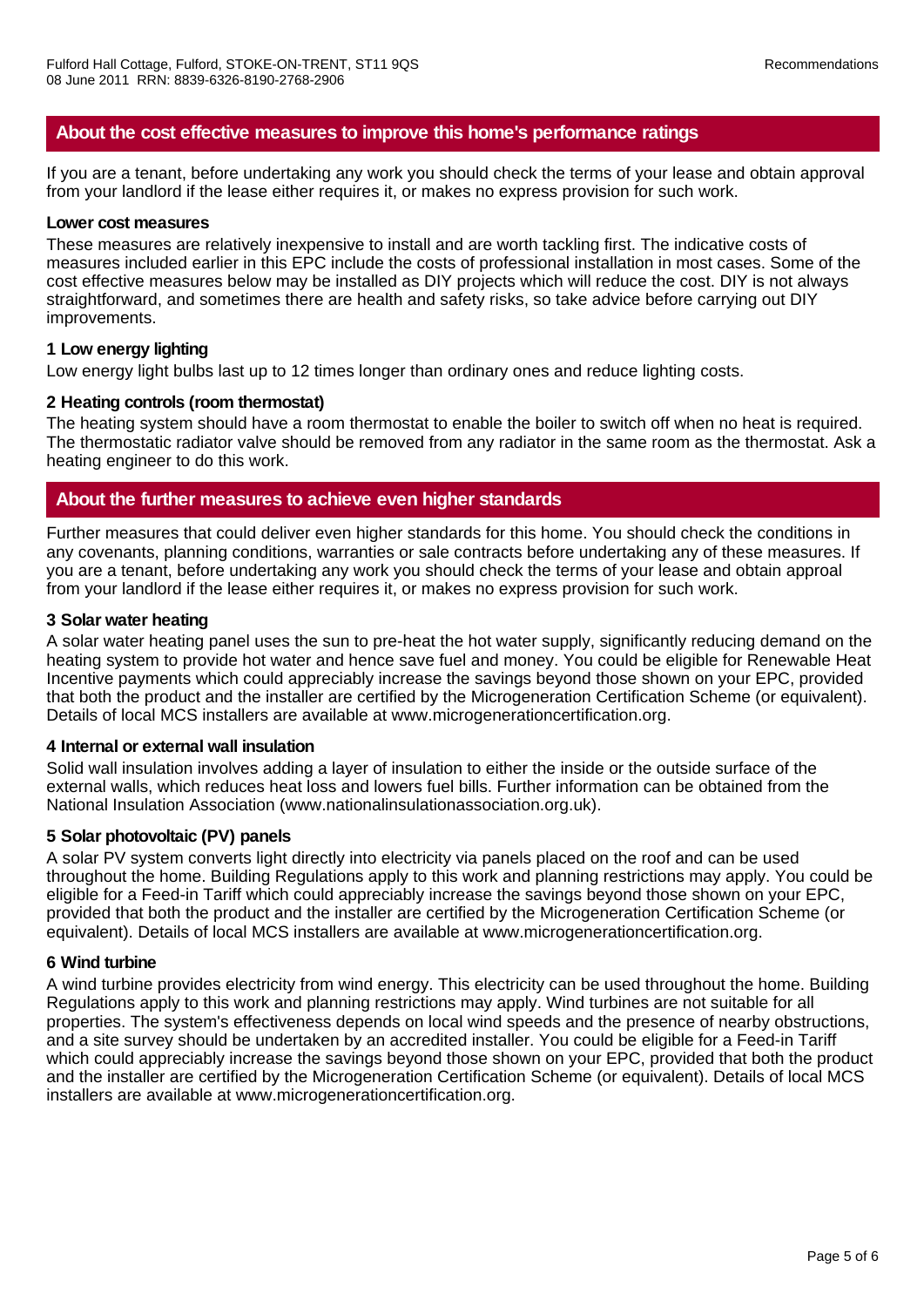## About the cost effective measures to improve this home's performance ratings

If you are a tenant, before undertaking any work you should check the terms of your lease and obtain approval from your landlord if the lease either requires it, or makes no express provision for such work.

**Lower cost measures**

These measures are relatively inexpensive to install and are worth tackling first. The indicative costs of measures included earlier in this EPC include the costs of professional installation in most cases. Some of the cost effective measures below may be installed as DIY projects which will reduce the cost. DIY is not always straightforward, and sometimes there are health and safety risks, so take advice before carrying out DIY improvements.

**1 Low energy lighting**

Low energy light bulbs last up to 12 times longer than ordinary ones and reduce lighting costs.

**2 Heating controls (room thermostat)**

The heating system should have a room thermostat to enable the boiler to switch off when no heat is required. The thermostatic radiator valve should be removed from any radiator in the same room as the thermostat. Ask a heating engineer to do this work.

## About the further measures to achieve even higher standards

Further measures that could deliver even higher standards for this home. You should check the conditions in any covenants, planning conditions, warranties or sale contracts before undertaking any of these measures. If you are a tenant, before undertaking any work you should check the terms of your lease and obtain approal from your landlord if the lease either requires it, or makes no express provision for such work.

**3 Solar water heating**

A solar water heating panel uses the sun to pre-heat the hot water supply, significantly reducing demand on the heating system to provide hot water and hence save fuel and money. You could be eligible for Renewable Heat Incentive payments which could appreciably increase the savings beyond those shown on your EPC, provided that both the product and the installer are certified by the Microgeneration Certification Scheme (or equivalent). Details of local MCS installers are available at www.microgenerationcertification.org.

**4 Internal or external wall insulation**

Solid wall insulation involves adding a layer of insulation to either the inside or the outside surface of the external walls, which reduces heat loss and lowers fuel bills. Further information can be obtained from the National Insulation Association (www.nationalinsulationassociation.org.uk).

**5 Solar photovoltaic (PV) panels**

A solar PV system converts light directly into electricity via panels placed on the roof and can be used throughout the home. Building Regulations apply to this work and planning restrictions may apply. You could be eligible for a Feed-in Tariff which could appreciably increase the savings beyond those shown on your EPC, provided that both the product and the installer are certified by the Microgeneration Certification Scheme (or equivalent). Details of local MCS installers are available at www.microgenerationcertification.org.

**6 Wind turbine**

A wind turbine provides electricity from wind energy. This electricity can be used throughout the home. Building Regulations apply to this work and planning restrictions may apply. Wind turbines are not suitable for all properties. The system's effectiveness depends on local wind speeds and the presence of nearby obstructions, and a site survey should be undertaken by an accredited installer. You could be eligible for a Feed-in Tariff which could appreciably increase the savings beyond those shown on your EPC, provided that both the product and the installer are certified by the Microgeneration Certification Scheme (or equivalent). Details of local MCS installers are available at www.microgenerationcertification.org.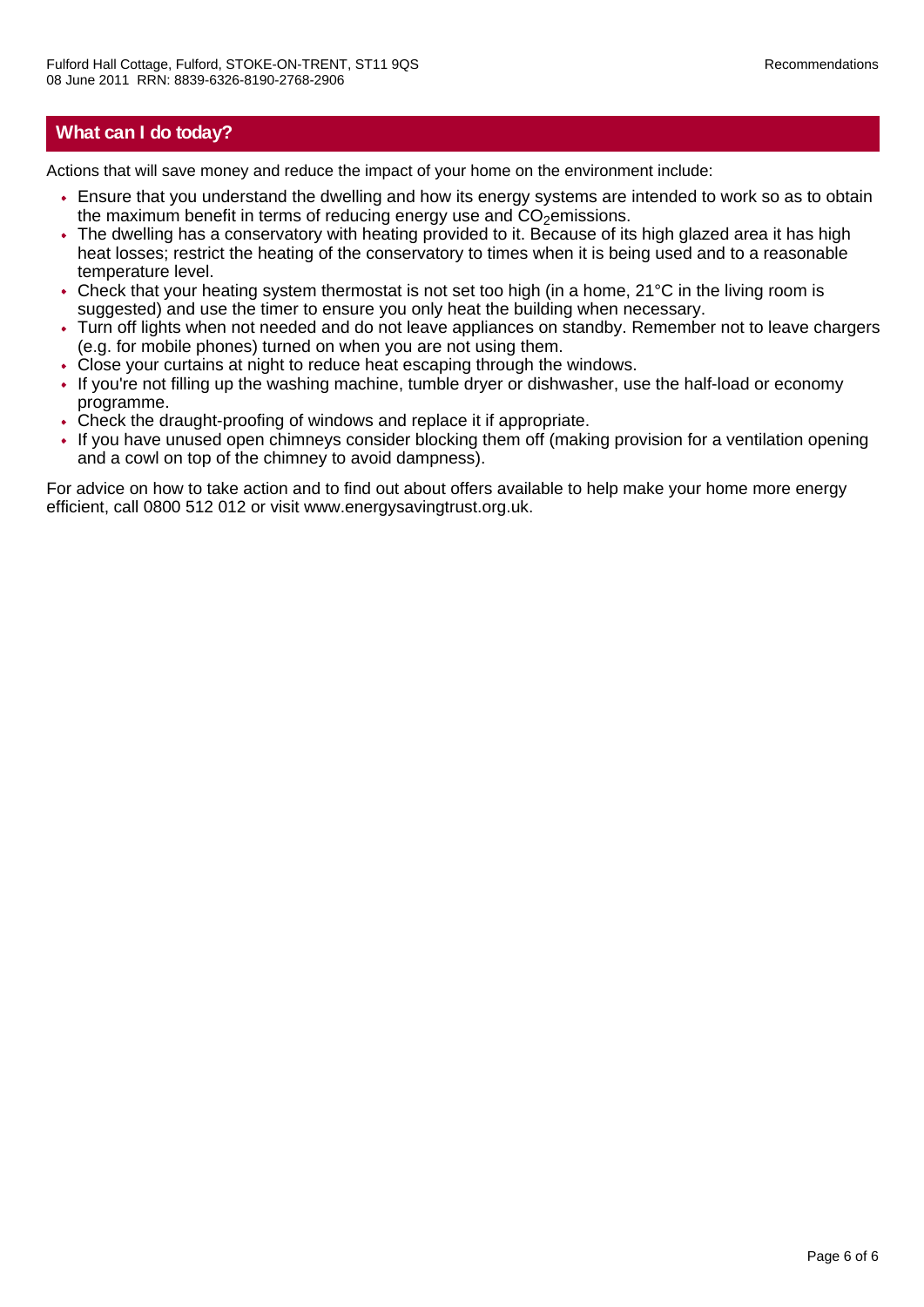## What can I do today?

Actions that will save money and reduce the impact of your home on the environment include:

- Ensure that you understand the dwelling and how its energy systems are intended to work so as to obtain the maximum benefit in terms of reducing energy use and $CO_2$ emissions.
- The dwelling has a conservatory with heating provided to it. Because of its high glazed area it has high heat losses; restrict the heating of the conservatory to times when it is being used and to a reasonable temperature level.
- Check that your heating system thermostat is not set too high (in a home, 21°C in the living room is suggested) and use the timer to ensure you only heat the building when necessary.
- Turn off lights when not needed and do not leave appliances on standby. Remember not to leave chargers (e.g. for mobile phones) turned on when you are not using them.
- Close your curtains at night to reduce heat escaping through the windows.
- If you're not filling up the washing machine, tumble dryer or dishwasher, use the half-load or economy programme.
- Check the draught-proofing of windows and replace it if appropriate.
- If you have unused open chimneys consider blocking them off (making provision for a ventilation opening and a cowl on top of the chimney to avoid dampness).

For advice on how to take action and to find out about offers available to help make your home more energy efficient, call 0800 512 012 or visit www.energysavingtrust.org.uk.